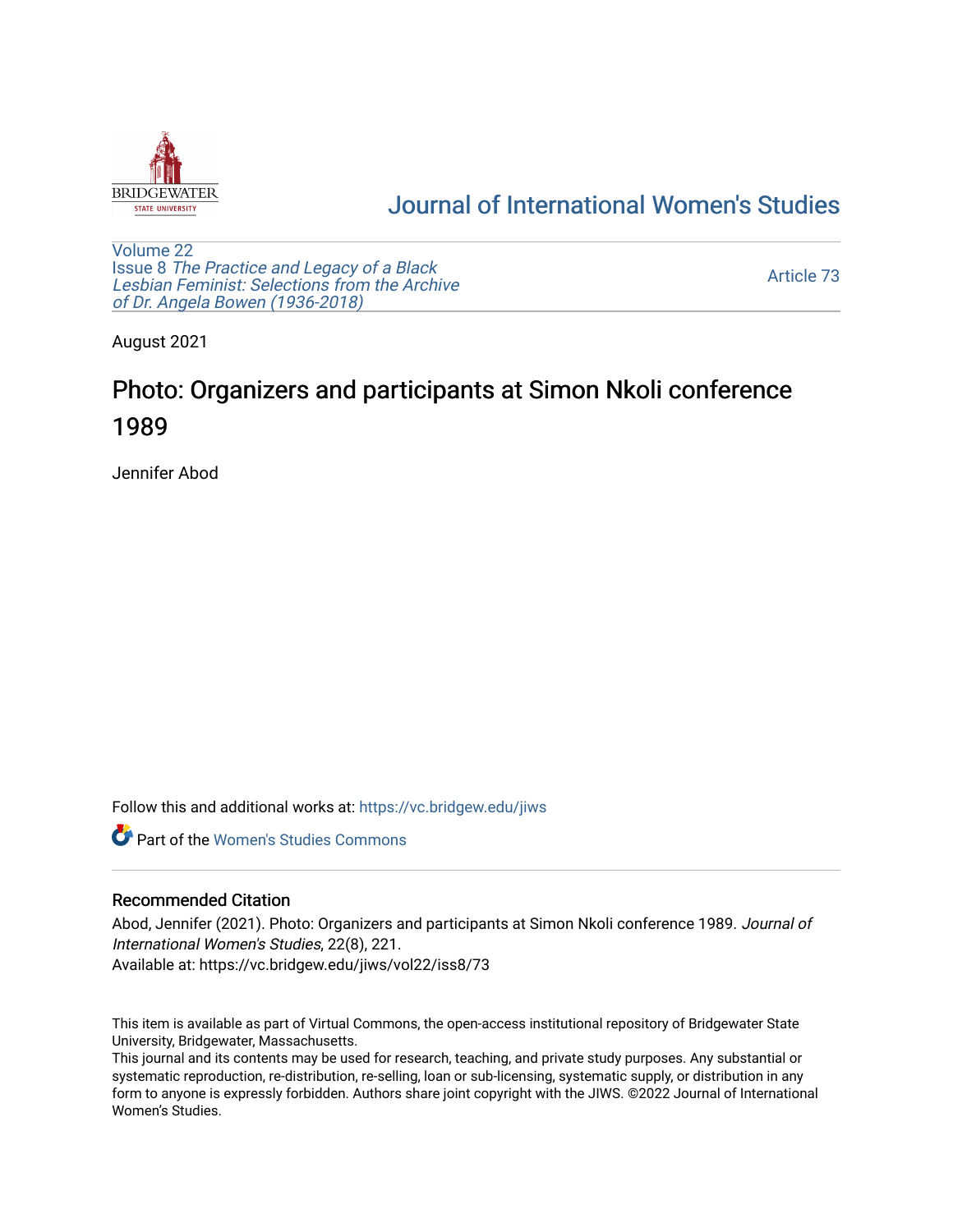# Journal of International Women's Studies

Volume 22
Issue 8 *The Practice and Legacy of a Black Lesbian Feminist: Selections from the Archive of Dr. Angela Bowen (1936-2018)*

Article 73

August 2021

## Photo: Organizers and participants at Simon Nkoli conference 1989

Jennifer Abod

Follow this and additional works at: https://vc.bridgew.edu/jiws

Part of the Women's Studies Commons

### Recommended Citation

Abod, Jennifer (2021). Photo: Organizers and participants at Simon Nkoli conference 1989. *Journal of International Women's Studies*, 22(8), 221.
Available at: https://vc.bridgew.edu/jiws/vol22/iss8/73

This item is available as part of Virtual Commons, the open-access institutional repository of Bridgewater State University, Bridgewater, Massachusetts.
This journal and its contents may be used for research, teaching, and private study purposes. Any substantial or systematic reproduction, re-distribution, re-selling, loan or sub-licensing, systematic supply, or distribution in any form to anyone is expressly forbidden. Authors share joint copyright with the JIWS. ©2022 Journal of International Women's Studies.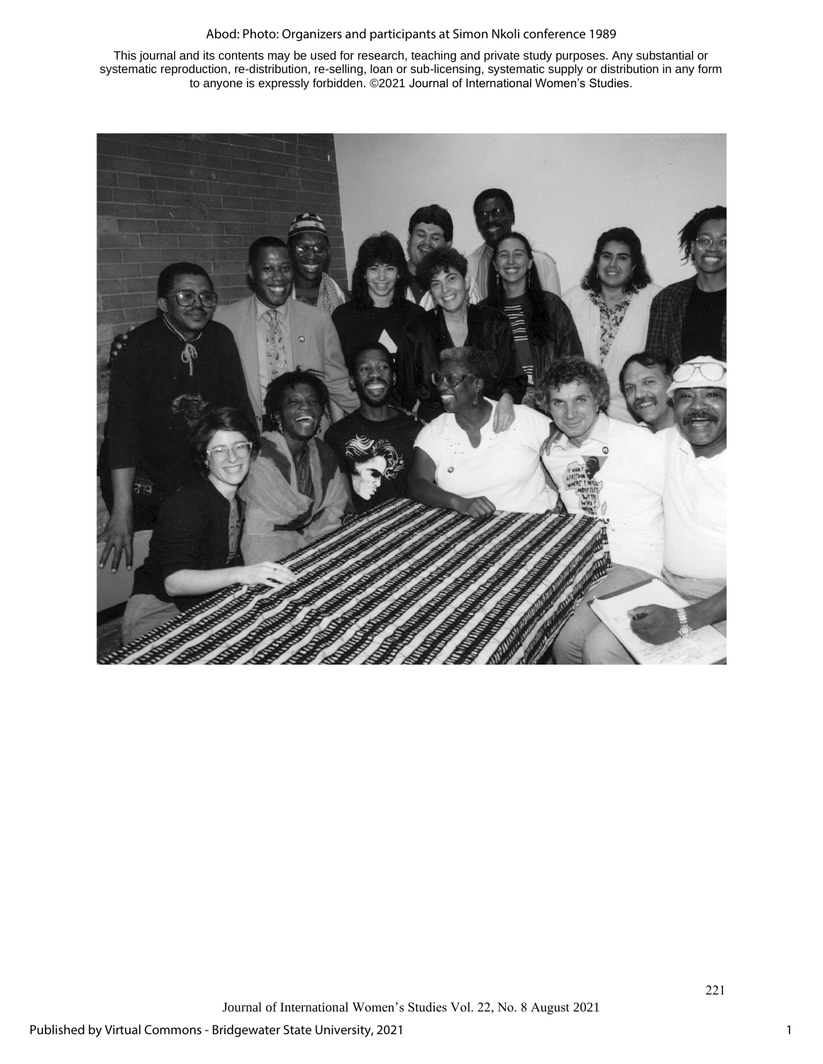Abod: Photo: Organizers and participants at Simon Nkoli conference 1989

This journal and its contents may be used for research, teaching and private study purposes. Any substantial or systematic reproduction, re-distribution, re-selling, loan or sub-licensing, systematic supply or distribution in any form to anyone is expressly forbidden. ©2021 Journal of International Women's Studies.